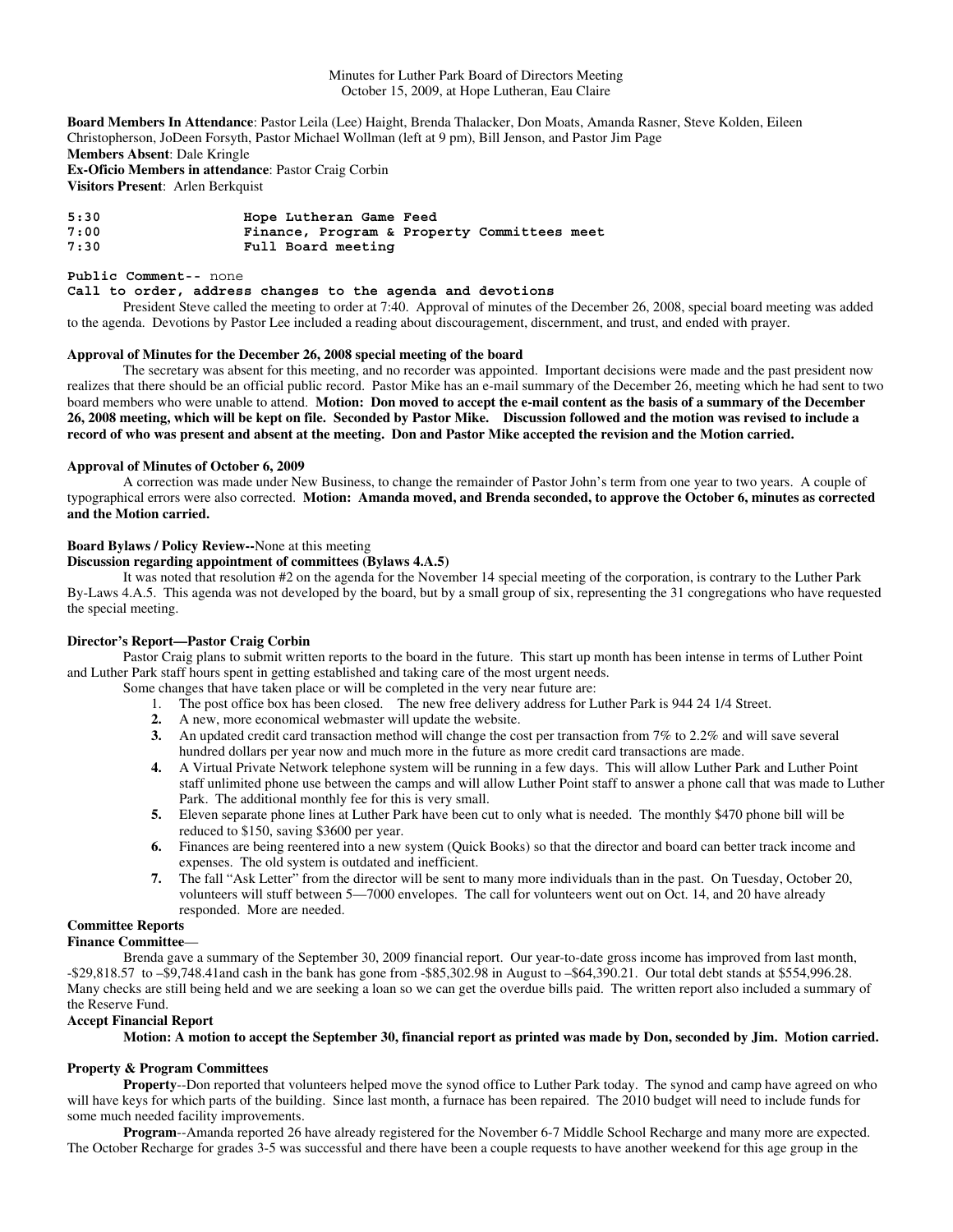Minutes for Luther Park Board of Directors Meeting
October 15, 2009, at Hope Lutheran, Eau Claire

**Board Members In Attendance**: Pastor Leila (Lee) Haight, Brenda Thalacker, Don Moats, Amanda Rasner, Steve Kolden, Eileen Christopherson, JoDeen Forsyth, Pastor Michael Wollman (left at 9 pm), Bill Jenson, and Pastor Jim Page
**Members Absent**: Dale Kringle
**Ex-Oficio Members in attendance**: Pastor Craig Corbin
**Visitors Present**: Arlen Berkquist

| | |
|---|---|
| **5:30** | **Hope Lutheran Game Feed** |
| **7:00** | **Finance, Program & Property Committees meet** |
| **7:30** | **Full Board meeting** |

**Public Comment--** none

**Call to order, address changes to the agenda and devotions**

President Steve called the meeting to order at 7:40. Approval of minutes of the December 26, 2008, special board meeting was added to the agenda. Devotions by Pastor Lee included a reading about discouragement, discernment, and trust, and ended with prayer.

**Approval of Minutes for the December 26, 2008 special meeting of the board**

The secretary was absent for this meeting, and no recorder was appointed. Important decisions were made and the past president now realizes that there should be an official public record. Pastor Mike has an e-mail summary of the December 26, meeting which he had sent to two board members who were unable to attend. **Motion: Don moved to accept the e-mail content as the basis of a summary of the December 26, 2008 meeting, which will be kept on file. Seconded by Pastor Mike. Discussion followed and the motion was revised to include a record of who was present and absent at the meeting. Don and Pastor Mike accepted the revision and the Motion carried.**

**Approval of Minutes of October 6, 2009**

A correction was made under New Business, to change the remainder of Pastor John's term from one year to two years. A couple of typographical errors were also corrected. **Motion: Amanda moved, and Brenda seconded, to approve the October 6, minutes as corrected and the Motion carried.**

**Board Bylaws / Policy Review--**None at this meeting

**Discussion regarding appointment of committees (Bylaws 4.A.5)**

It was noted that resolution #2 on the agenda for the November 14 special meeting of the corporation, is contrary to the Luther Park By-Laws 4.A.5. This agenda was not developed by the board, but by a small group of six, representing the 31 congregations who have requested the special meeting.

**Director's Report—Pastor Craig Corbin**

Pastor Craig plans to submit written reports to the board in the future. This start up month has been intense in terms of Luther Point and Luther Park staff hours spent in getting established and taking care of the most urgent needs.

Some changes that have taken place or will be completed in the very near future are:

1. The post office box has been closed. The new free delivery address for Luther Park is 944 24 1/4 Street.
2. A new, more economical webmaster will update the website.
3. An updated credit card transaction method will change the cost per transaction from 7% to 2.2% and will save several hundred dollars per year now and much more in the future as more credit card transactions are made.
4. A Virtual Private Network telephone system will be running in a few days. This will allow Luther Park and Luther Point staff unlimited phone use between the camps and will allow Luther Point staff to answer a phone call that was made to Luther Park. The additional monthly fee for this is very small.
5. Eleven separate phone lines at Luther Park have been cut to only what is needed. The monthly $470 phone bill will be reduced to $150, saving $3600 per year.
6. Finances are being reentered into a new system (Quick Books) so that the director and board can better track income and expenses. The old system is outdated and inefficient.
7. The fall "Ask Letter" from the director will be sent to many more individuals than in the past. On Tuesday, October 20, volunteers will stuff between 5—7000 envelopes. The call for volunteers went out on Oct. 14, and 20 have already responded. More are needed.

**Committee Reports**

**Finance Committee**—

Brenda gave a summary of the September 30, 2009 financial report. Our year-to-date gross income has improved from last month, -$29,818.57 to –$9,748.41and cash in the bank has gone from -$85,302.98 in August to –$64,390.21. Our total debt stands at $554,996.28. Many checks are still being held and we are seeking a loan so we can get the overdue bills paid. The written report also included a summary of the Reserve Fund.

**Accept Financial Report**

**Motion: A motion to accept the September 30, financial report as printed was made by Don, seconded by Jim. Motion carried.**

**Property & Program Committees**

**Property**--Don reported that volunteers helped move the synod office to Luther Park today. The synod and camp have agreed on who will have keys for which parts of the building. Since last month, a furnace has been repaired. The 2010 budget will need to include funds for some much needed facility improvements.

**Program**--Amanda reported 26 have already registered for the November 6-7 Middle School Recharge and many more are expected. The October Recharge for grades 3-5 was successful and there have been a couple requests to have another weekend for this age group in the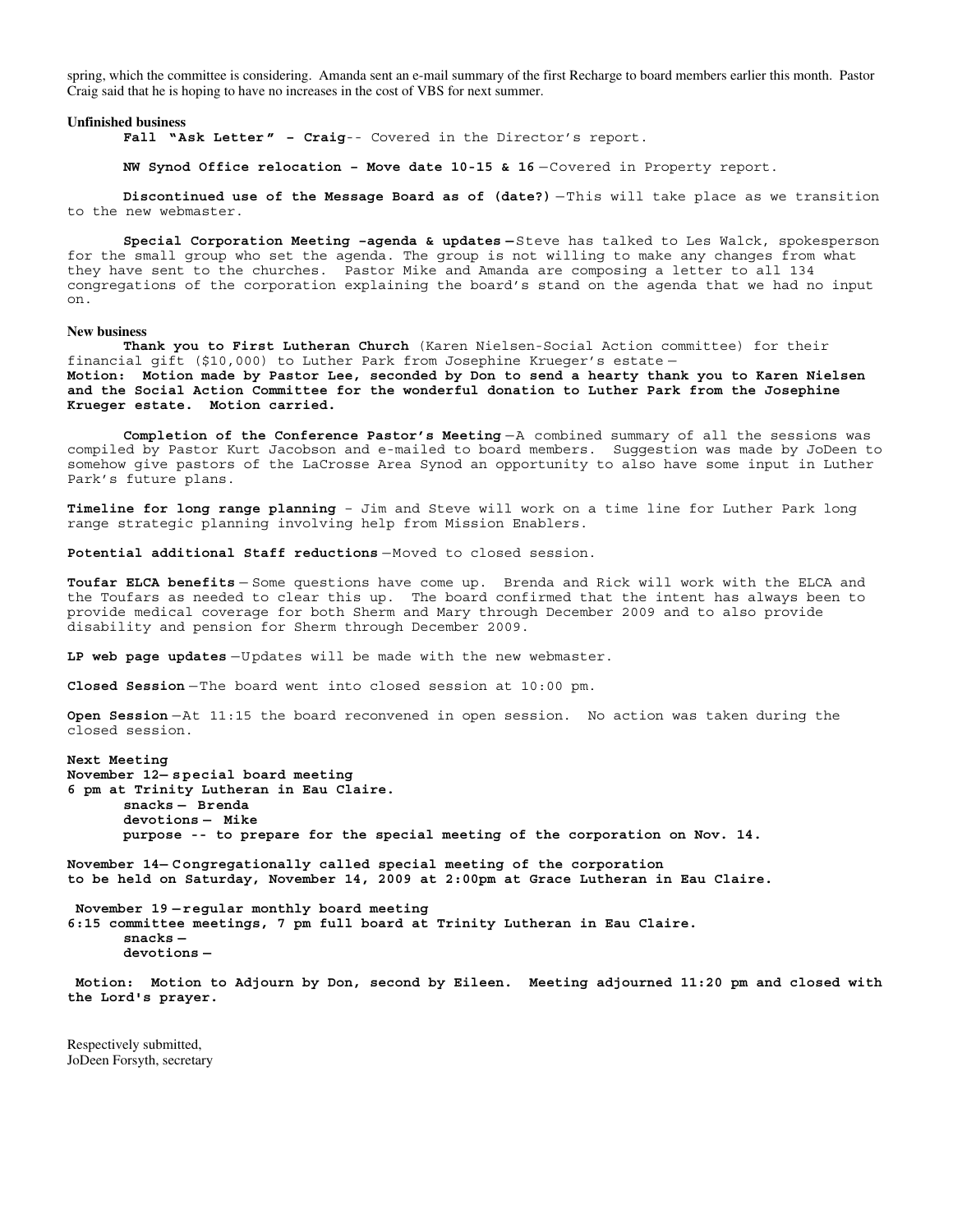spring, which the committee is considering. Amanda sent an e-mail summary of the first Recharge to board members earlier this month. Pastor Craig said that he is hoping to have no increases in the cost of VBS for next summer.

**Unfinished business**

**Fall "Ask Letter" - Craig**-- Covered in the Director's report.

**NW Synod Office relocation - Move date 10-15 & 16** —Covered in Property report.

**Discontinued use of the Message Board as of (date?)** —This will take place as we transition to the new webmaster.

**Special Corporation Meeting -agenda & updates** —Steve has talked to Les Walck, spokesperson for the small group who set the agenda. The group is not willing to make any changes from what they have sent to the churches. Pastor Mike and Amanda are composing a letter to all 134 congregations of the corporation explaining the board's stand on the agenda that we had no input on.

**New business**

**Thank you to First Lutheran Church** (Karen Nielsen-Social Action committee) for their financial gift ($10,000) to Luther Park from Josephine Krueger's estate —
**Motion: Motion made by Pastor Lee, seconded by Don to send a hearty thank you to Karen Nielsen and the Social Action Committee for the wonderful donation to Luther Park from the Josephine Krueger estate. Motion carried.**

**Completion of the Conference Pastor's Meeting** —A combined summary of all the sessions was compiled by Pastor Kurt Jacobson and e-mailed to board members. Suggestion was made by JoDeen to somehow give pastors of the LaCrosse Area Synod an opportunity to also have some input in Luther Park's future plans.

**Timeline for long range planning** - Jim and Steve will work on a time line for Luther Park long range strategic planning involving help from Mission Enablers.

**Potential additional Staff reductions** —Moved to closed session.

**Toufar ELCA benefits** — Some questions have come up. Brenda and Rick will work with the ELCA and the Toufars as needed to clear this up. The board confirmed that the intent has always been to provide medical coverage for both Sherm and Mary through December 2009 and to also provide disability and pension for Sherm through December 2009.

**LP web page updates** —Updates will be made with the new webmaster.

**Closed Session** —The board went into closed session at 10:00 pm.

**Open Session** —At 11:15 the board reconvened in open session. No action was taken during the closed session.

**Next Meeting**
**November 12— special board meeting**
**6 pm at Trinity Lutheran in Eau Claire.**
**snacks — Brenda**
**devotions — Mike**
**purpose -- to prepare for the special meeting of the corporation on Nov. 14.**

**November 14— Congregationally called special meeting of the corporation**
**to be held on Saturday, November 14, 2009 at 2:00pm at Grace Lutheran in Eau Claire.**

**November 19 —regular monthly board meeting**
**6:15 committee meetings, 7 pm full board at Trinity Lutheran in Eau Claire.**
**snacks —**
**devotions —**

**Motion: Motion to Adjourn by Don, second by Eileen. Meeting adjourned 11:20 pm and closed with the Lord's prayer.**

Respectively submitted,
JoDeen Forsyth, secretary